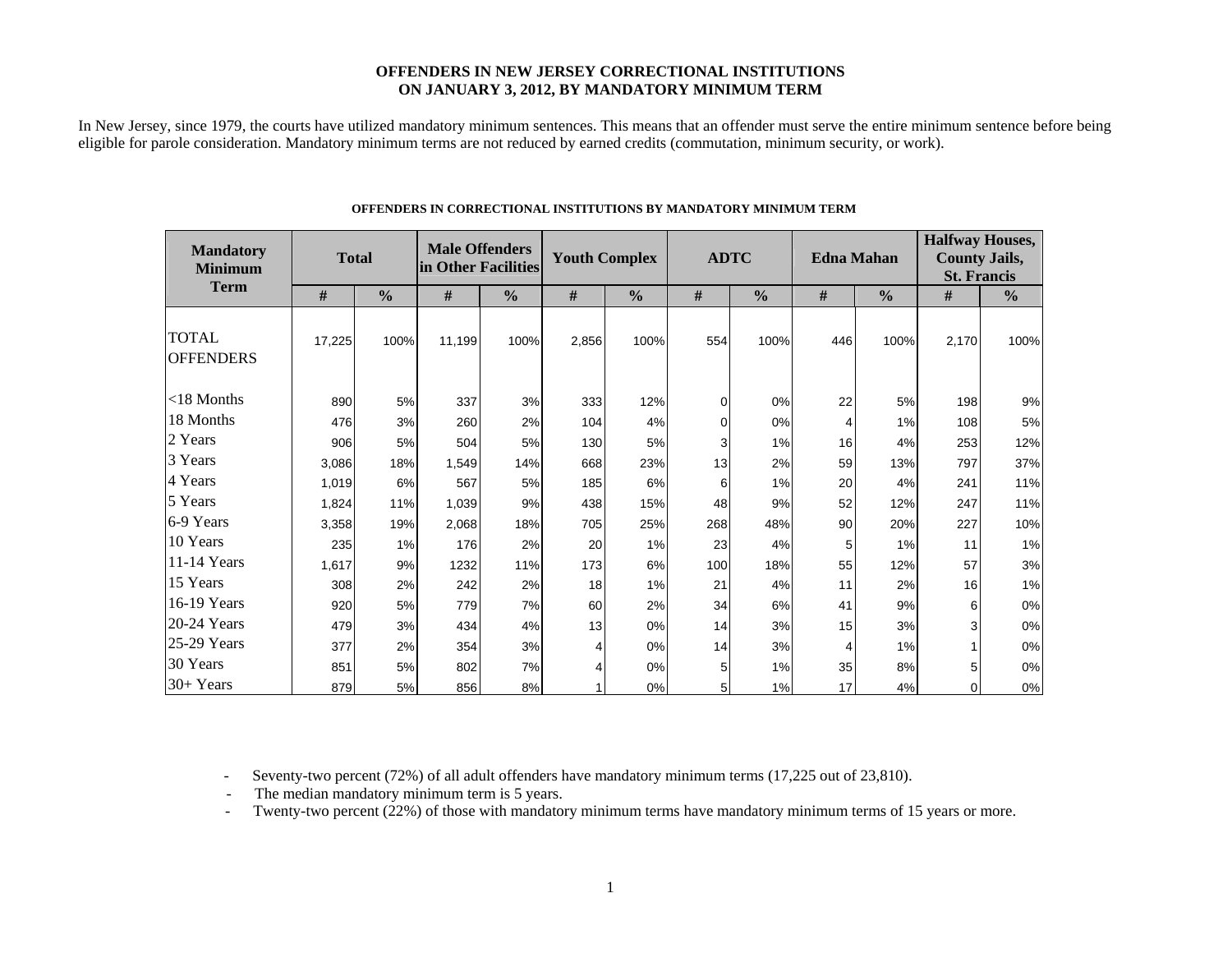# OFFENDERS IN NEW JERSEY CORRECTIONAL INSTITUTIONS ON JANUARY 3, 2012, BY MANDATORY MINIMUM TERM

In New Jersey, since 1979, the courts have utilized mandatory minimum sentences. This means that an offender must serve the entire minimum sentence before being eligible for parole consideration. Mandatory minimum terms are not reduced by earned credits (commutation, minimum security, or work).

**OFFENDERS IN CORRECTIONAL INSTITUTIONS BY MANDATORY MINIMUM TERM**

| Mandatory Minimum Term | Total | | Male Offenders in Other Facilities | | Youth Complex | | ADTC | | Edna Mahan | | Halfway Houses, County Jails, St. Francis | |
|---|---|---|---|---|---|---|---|---|---|---|---|---|
| | # | % | # | % | # | % | # | % | # | % | # | % |
| TOTAL OFFENDERS | 17,225 | 100% | 11,199 | 100% | 2,856 | 100% | 554 | 100% | 446 | 100% | 2,170 | 100% |
| <18 Months | 890 | 5% | 337 | 3% | 333 | 12% | 0 | 0% | 22 | 5% | 198 | 9% |
| 18 Months | 476 | 3% | 260 | 2% | 104 | 4% | 0 | 0% | 4 | 1% | 108 | 5% |
| 2 Years | 906 | 5% | 504 | 5% | 130 | 5% | 3 | 1% | 16 | 4% | 253 | 12% |
| 3 Years | 3,086 | 18% | 1,549 | 14% | 668 | 23% | 13 | 2% | 59 | 13% | 797 | 37% |
| 4 Years | 1,019 | 6% | 567 | 5% | 185 | 6% | 6 | 1% | 20 | 4% | 241 | 11% |
| 5 Years | 1,824 | 11% | 1,039 | 9% | 438 | 15% | 48 | 9% | 52 | 12% | 247 | 11% |
| 6-9 Years | 3,358 | 19% | 2,068 | 18% | 705 | 25% | 268 | 48% | 90 | 20% | 227 | 10% |
| 10 Years | 235 | 1% | 176 | 2% | 20 | 1% | 23 | 4% | 5 | 1% | 11 | 1% |
| 11-14 Years | 1,617 | 9% | 1232 | 11% | 173 | 6% | 100 | 18% | 55 | 12% | 57 | 3% |
| 15 Years | 308 | 2% | 242 | 2% | 18 | 1% | 21 | 4% | 11 | 2% | 16 | 1% |
| 16-19 Years | 920 | 5% | 779 | 7% | 60 | 2% | 34 | 6% | 41 | 9% | 6 | 0% |
| 20-24 Years | 479 | 3% | 434 | 4% | 13 | 0% | 14 | 3% | 15 | 3% | 3 | 0% |
| 25-29 Years | 377 | 2% | 354 | 3% | 4 | 0% | 14 | 3% | 4 | 1% | 1 | 0% |
| 30 Years | 851 | 5% | 802 | 7% | 4 | 0% | 5 | 1% | 35 | 8% | 5 | 0% |
| 30+ Years | 879 | 5% | 856 | 8% | 1 | 0% | 5 | 1% | 17 | 4% | 0 | 0% |

- Seventy-two percent (72%) of all adult offenders have mandatory minimum terms (17,225 out of 23,810).
- The median mandatory minimum term is 5 years.
- Twenty-two percent (22%) of those with mandatory minimum terms have mandatory minimum terms of 15 years or more.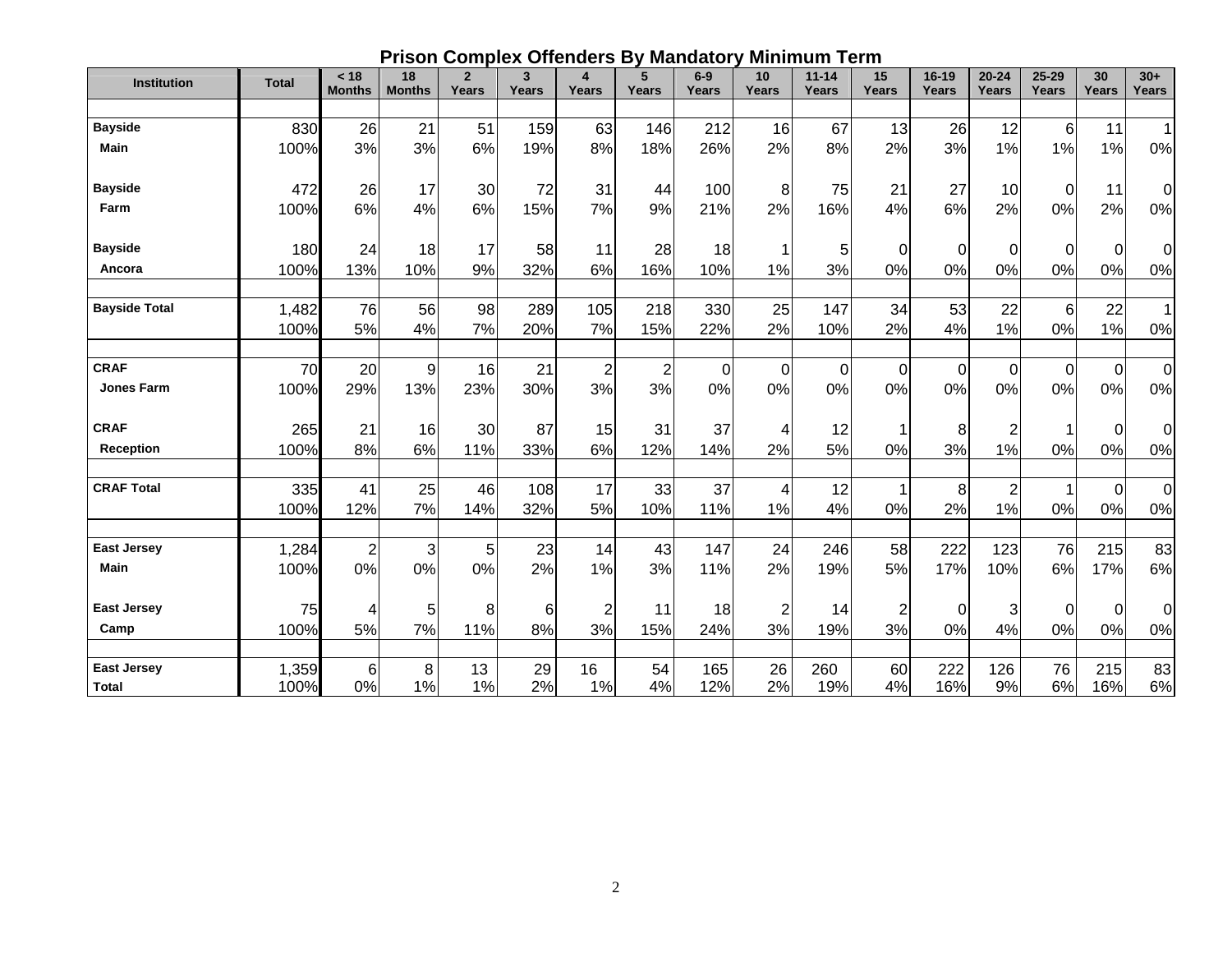## Prison Complex Offenders By Mandatory Minimum Term

| Institution | Total | < 18 Months | 18 Months | 2 Years | 3 Years | 4 Years | 5 Years | 6-9 Years | 10 Years | 11-14 Years | 15 Years | 16-19 Years | 20-24 Years | 25-29 Years | 30 Years | 30+ Years |
|---|---|---|---|---|---|---|---|---|---|---|---|---|---|---|---|---|
| **Bayside** | 830 | 26 | 21 | 51 | 159 | 63 | 146 | 212 | 16 | 67 | 13 | 26 | 12 | 6 | 11 | 1 |
| **Main** | 100% | 3% | 3% | 6% | 19% | 8% | 18% | 26% | 2% | 8% | 2% | 3% | 1% | 1% | 1% | 0% |
| **Bayside** | 472 | 26 | 17 | 30 | 72 | 31 | 44 | 100 | 8 | 75 | 21 | 27 | 10 | 0 | 11 | 0 |
| **Farm** | 100% | 6% | 4% | 6% | 15% | 7% | 9% | 21% | 2% | 16% | 4% | 6% | 2% | 0% | 2% | 0% |
| **Bayside** | 180 | 24 | 18 | 17 | 58 | 11 | 28 | 18 | 1 | 5 | 0 | 0 | 0 | 0 | 0 | 0 |
| **Ancora** | 100% | 13% | 10% | 9% | 32% | 6% | 16% | 10% | 1% | 3% | 0% | 0% | 0% | 0% | 0% | 0% |
| **Bayside Total** | 1,482 | 76 | 56 | 98 | 289 | 105 | 218 | 330 | 25 | 147 | 34 | 53 | 22 | 6 | 22 | 1 |
| | 100% | 5% | 4% | 7% | 20% | 7% | 15% | 22% | 2% | 10% | 2% | 4% | 1% | 0% | 1% | 0% |
| **CRAF** | 70 | 20 | 9 | 16 | 21 | 2 | 2 | 0 | 0 | 0 | 0 | 0 | 0 | 0 | 0 | 0 |
| **Jones Farm** | 100% | 29% | 13% | 23% | 30% | 3% | 3% | 0% | 0% | 0% | 0% | 0% | 0% | 0% | 0% | 0% |
| **CRAF** | 265 | 21 | 16 | 30 | 87 | 15 | 31 | 37 | 4 | 12 | 1 | 8 | 2 | 1 | 0 | 0 |
| **Reception** | 100% | 8% | 6% | 11% | 33% | 6% | 12% | 14% | 2% | 5% | 0% | 3% | 1% | 0% | 0% | 0% |
| **CRAF Total** | 335 | 41 | 25 | 46 | 108 | 17 | 33 | 37 | 4 | 12 | 1 | 8 | 2 | 1 | 0 | 0 |
| | 100% | 12% | 7% | 14% | 32% | 5% | 10% | 11% | 1% | 4% | 0% | 2% | 1% | 0% | 0% | 0% |
| **East Jersey** | 1,284 | 2 | 3 | 5 | 23 | 14 | 43 | 147 | 24 | 246 | 58 | 222 | 123 | 76 | 215 | 83 |
| **Main** | 100% | 0% | 0% | 0% | 2% | 1% | 3% | 11% | 2% | 19% | 5% | 17% | 10% | 6% | 17% | 6% |
| **East Jersey** | 75 | 4 | 5 | 8 | 6 | 2 | 11 | 18 | 2 | 14 | 2 | 0 | 3 | 0 | 0 | 0 |
| **Camp** | 100% | 5% | 7% | 11% | 8% | 3% | 15% | 24% | 3% | 19% | 3% | 0% | 4% | 0% | 0% | 0% |
| **East Jersey** | 1,359 | 6 | 8 | 13 | 29 | 16 | 54 | 165 | 26 | 260 | 60 | 222 | 126 | 76 | 215 | 83 |
| **Total** | 100% | 0% | 1% | 1% | 2% | 1% | 4% | 12% | 2% | 19% | 4% | 16% | 9% | 6% | 16% | 6% |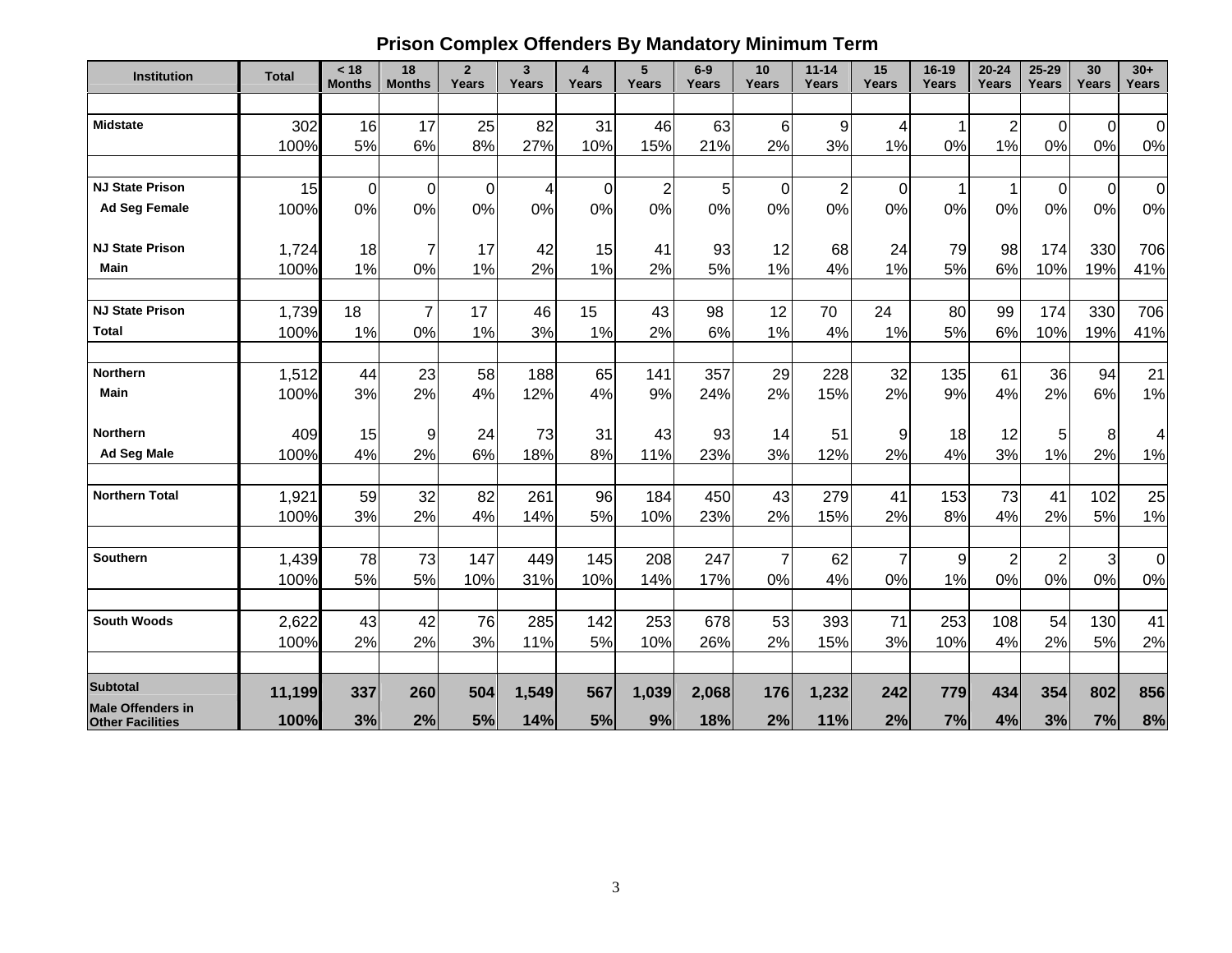## Prison Complex Offenders By Mandatory Minimum Term

| Institution | Total | < 18 Months | 18 Months | 2 Years | 3 Years | 4 Years | 5 Years | 6-9 Years | 10 Years | 11-14 Years | 15 Years | 16-19 Years | 20-24 Years | 25-29 Years | 30 Years | 30+ Years |
|---|---|---|---|---|---|---|---|---|---|---|---|---|---|---|---|---|
| **Midstate** | 302 | 16 | 17 | 25 | 82 | 31 | 46 | 63 | 6 | 9 | 4 | 1 | 2 | 0 | 0 | 0 |
| | 100% | 5% | 6% | 8% | 27% | 10% | 15% | 21% | 2% | 3% | 1% | 0% | 1% | 0% | 0% | 0% |
| **NJ State Prison Ad Seg Female** | 15 | 0 | 0 | 0 | 4 | 0 | 2 | 5 | 0 | 2 | 0 | 1 | 1 | 0 | 0 | 0 |
| | 100% | 0% | 0% | 0% | 0% | 0% | 0% | 0% | 0% | 0% | 0% | 0% | 0% | 0% | 0% | 0% |
| **NJ State Prison Main** | 1,724 | 18 | 7 | 17 | 42 | 15 | 41 | 93 | 12 | 68 | 24 | 79 | 98 | 174 | 330 | 706 |
| | 100% | 1% | 0% | 1% | 2% | 1% | 2% | 5% | 1% | 4% | 1% | 5% | 6% | 10% | 19% | 41% |
| **NJ State Prison Total** | 1,739 | 18 | 7 | 17 | 46 | 15 | 43 | 98 | 12 | 70 | 24 | 80 | 99 | 174 | 330 | 706 |
| | 100% | 1% | 0% | 1% | 3% | 1% | 2% | 6% | 1% | 4% | 1% | 5% | 6% | 10% | 19% | 41% |
| **Northern Main** | 1,512 | 44 | 23 | 58 | 188 | 65 | 141 | 357 | 29 | 228 | 32 | 135 | 61 | 36 | 94 | 21 |
| | 100% | 3% | 2% | 4% | 12% | 4% | 9% | 24% | 2% | 15% | 2% | 9% | 4% | 2% | 6% | 1% |
| **Northern Ad Seg Male** | 409 | 15 | 9 | 24 | 73 | 31 | 43 | 93 | 14 | 51 | 9 | 18 | 12 | 5 | 8 | 4 |
| | 100% | 4% | 2% | 6% | 18% | 8% | 11% | 23% | 3% | 12% | 2% | 4% | 3% | 1% | 2% | 1% |
| **Northern Total** | 1,921 | 59 | 32 | 82 | 261 | 96 | 184 | 450 | 43 | 279 | 41 | 153 | 73 | 41 | 102 | 25 |
| | 100% | 3% | 2% | 4% | 14% | 5% | 10% | 23% | 2% | 15% | 2% | 8% | 4% | 2% | 5% | 1% |
| **Southern** | 1,439 | 78 | 73 | 147 | 449 | 145 | 208 | 247 | 7 | 62 | 7 | 9 | 2 | 2 | 3 | 0 |
| | 100% | 5% | 5% | 10% | 31% | 10% | 14% | 17% | 0% | 4% | 0% | 1% | 0% | 0% | 0% | 0% |
| **South Woods** | 2,622 | 43 | 42 | 76 | 285 | 142 | 253 | 678 | 53 | 393 | 71 | 253 | 108 | 54 | 130 | 41 |
| | 100% | 2% | 2% | 3% | 11% | 5% | 10% | 26% | 2% | 15% | 3% | 10% | 4% | 2% | 5% | 2% |
| **Subtotal** | **11,199** | **337** | **260** | **504** | **1,549** | **567** | **1,039** | **2,068** | **176** | **1,232** | **242** | **779** | **434** | **354** | **802** | **856** |
| **Male Offenders in Other Facilities** | **100%** | **3%** | **2%** | **5%** | **14%** | **5%** | **9%** | **18%** | **2%** | **11%** | **2%** | **7%** | **4%** | **3%** | **7%** | **8%** |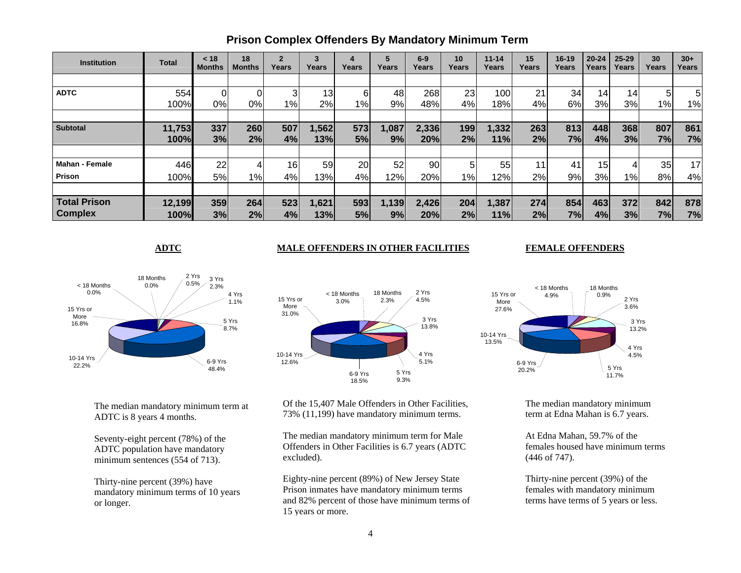# Prison Complex Offenders By Mandatory Minimum Term

| Institution | Total | < 18 Months | 18 Months | 2 Years | 3 Years | 4 Years | 5 Years | 6-9 Years | 10 Years | 11-14 Years | 15 Years | 16-19 Years | 20-24 Years | 25-29 Years | 30 Years | 30+ Years |
|---|---|---|---|---|---|---|---|---|---|---|---|---|---|---|---|---|
| ADTC | 554 | 0 | 0 | 3 | 13 | 6 | 48 | 268 | 23 | 100 | 21 | 34 | 14 | 14 | 5 | 5 |
| | 100% | 0% | 0% | 1% | 2% | 1% | 9% | 48% | 4% | 18% | 4% | 6% | 3% | 3% | 1% | 1% |
| **Subtotal** | **11,753** | **337** | **260** | **507** | **1,562** | **573** | **1,087** | **2,336** | **199** | **1,332** | **263** | **813** | **448** | **368** | **807** | **861** |
| | **100%** | **3%** | **2%** | **4%** | **13%** | **5%** | **9%** | **20%** | **2%** | **11%** | **2%** | **7%** | **4%** | **3%** | **7%** | **7%** |
| **Mahan - Female Prison** | 446 | 22 | 4 | 16 | 59 | 20 | 52 | 90 | 5 | 55 | 11 | 41 | 15 | 4 | 35 | 17 |
| | 100% | 5% | 1% | 4% | 13% | 4% | 12% | 20% | 1% | 12% | 2% | 9% | 3% | 1% | 8% | 4% |
| **Total Prison Complex** | **12,199** | **359** | **264** | **523** | **1,621** | **593** | **1,139** | **2,426** | **204** | **1,387** | **274** | **854** | **463** | **372** | **842** | **878** |
| | **100%** | **3%** | **2%** | **4%** | **13%** | **5%** | **9%** | **20%** | **2%** | **11%** | **2%** | **7%** | **4%** | **3%** | **7%** | **7%** |

## ADTC

< 18 Months 0.0%
18 Months 0.0%
2 Yrs 0.5%
3 Yrs 2.3%
4 Yrs 1.1%
5 Yrs 8.7%
6-9 Yrs 48.4%
10-14 Yrs 22.2%
15 Yrs or More 16.8%

The median mandatory minimum term at ADTC is 8 years 4 months.

Seventy-eight percent (78%) of the ADTC population have mandatory minimum sentences (554 of 713).

Thirty-nine percent (39%) have mandatory minimum terms of 10 years or longer.

## MALE OFFENDERS IN OTHER FACILITIES

< 18 Months 3.0%
18 Months 2.3%
2 Yrs 4.5%
3 Yrs 13.8%
4 Yrs 5.1%
5 Yrs 9.3%
6-9 Yrs 18.5%
10-14 Yrs 12.6%
15 Yrs or More 31.0%

Of the 15,407 Male Offenders in Other Facilities, 73% (11,199) have mandatory minimum terms.

The median mandatory minimum term for Male Offenders in Other Facilities is 6.7 years (ADTC excluded).

Eighty-nine percent (89%) of New Jersey State Prison inmates have mandatory minimum terms and 82% percent of those have minimum terms of 15 years or more.

## FEMALE OFFENDERS

< 18 Months 4.9%
18 Months 0.9%
2 Yrs 3.6%
3 Yrs 13.2%
4 Yrs 4.5%
5 Yrs 11.7%
6-9 Yrs 20.2%
10-14 Yrs 13.5%
15 Yrs or More 27.6%

The median mandatory minimum term at Edna Mahan is 6.7 years.

At Edna Mahan, 59.7% of the females housed have minimum terms (446 of 747).

Thirty-nine percent (39%) of the females with mandatory minimum terms have terms of 5 years or less.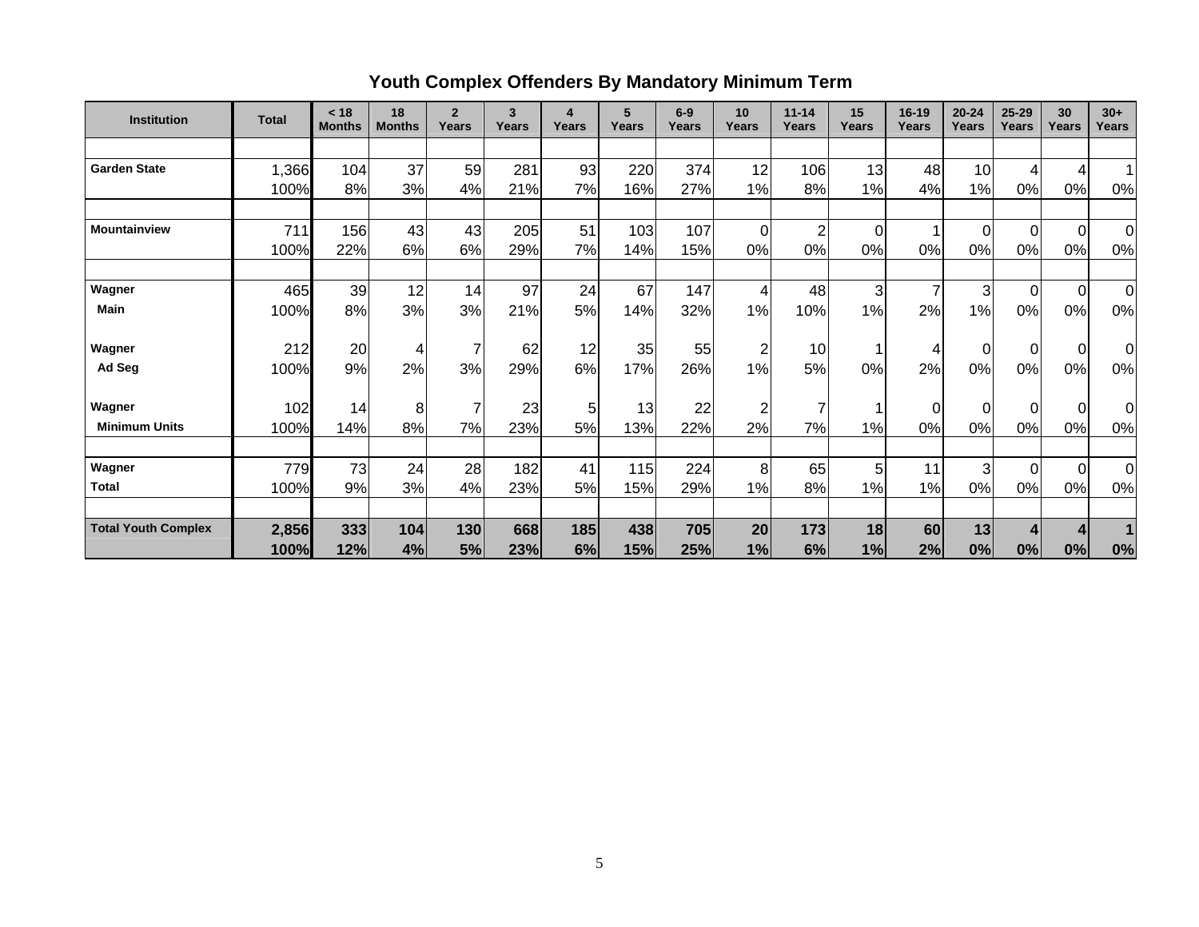## Youth Complex Offenders By Mandatory Minimum Term

| Institution | Total | < 18 Months | 18 Months | 2 Years | 3 Years | 4 Years | 5 Years | 6-9 Years | 10 Years | 11-14 Years | 15 Years | 16-19 Years | 20-24 Years | 25-29 Years | 30 Years | 30+ Years |
|---|---|---|---|---|---|---|---|---|---|---|---|---|---|---|---|---|
| **Garden State** | 1,366 | 104 | 37 | 59 | 281 | 93 | 220 | 374 | 12 | 106 | 13 | 48 | 10 | 4 | 4 | 1 |
| | 100% | 8% | 3% | 4% | 21% | 7% | 16% | 27% | 1% | 8% | 1% | 4% | 1% | 0% | 0% | 0% |
| **Mountainview** | 711 | 156 | 43 | 43 | 205 | 51 | 103 | 107 | 0 | 2 | 0 | 1 | 0 | 0 | 0 | 0 |
| | 100% | 22% | 6% | 6% | 29% | 7% | 14% | 15% | 0% | 0% | 0% | 0% | 0% | 0% | 0% | 0% |
| **Wagner** | 465 | 39 | 12 | 14 | 97 | 24 | 67 | 147 | 4 | 48 | 3 | 7 | 3 | 0 | 0 | 0 |
| **Main** | 100% | 8% | 3% | 3% | 21% | 5% | 14% | 32% | 1% | 10% | 1% | 2% | 1% | 0% | 0% | 0% |
| **Wagner** | 212 | 20 | 4 | 7 | 62 | 12 | 35 | 55 | 2 | 10 | 1 | 4 | 0 | 0 | 0 | 0 |
| **Ad Seg** | 100% | 9% | 2% | 3% | 29% | 6% | 17% | 26% | 1% | 5% | 0% | 2% | 0% | 0% | 0% | 0% |
| **Wagner** | 102 | 14 | 8 | 7 | 23 | 5 | 13 | 22 | 2 | 7 | 1 | 0 | 0 | 0 | 0 | 0 |
| **Minimum Units** | 100% | 14% | 8% | 7% | 23% | 5% | 13% | 22% | 2% | 7% | 1% | 0% | 0% | 0% | 0% | 0% |
| **Wagner** | 779 | 73 | 24 | 28 | 182 | 41 | 115 | 224 | 8 | 65 | 5 | 11 | 3 | 0 | 0 | 0 |
| **Total** | 100% | 9% | 3% | 4% | 23% | 5% | 15% | 29% | 1% | 8% | 1% | 1% | 0% | 0% | 0% | 0% |
| **Total Youth Complex** | **2,856** | **333** | **104** | **130** | **668** | **185** | **438** | **705** | **20** | **173** | **18** | **60** | **13** | **4** | **4** | **1** |
| | **100%** | **12%** | **4%** | **5%** | **23%** | **6%** | **15%** | **25%** | **1%** | **6%** | **1%** | **2%** | **0%** | **0%** | **0%** | **0%** |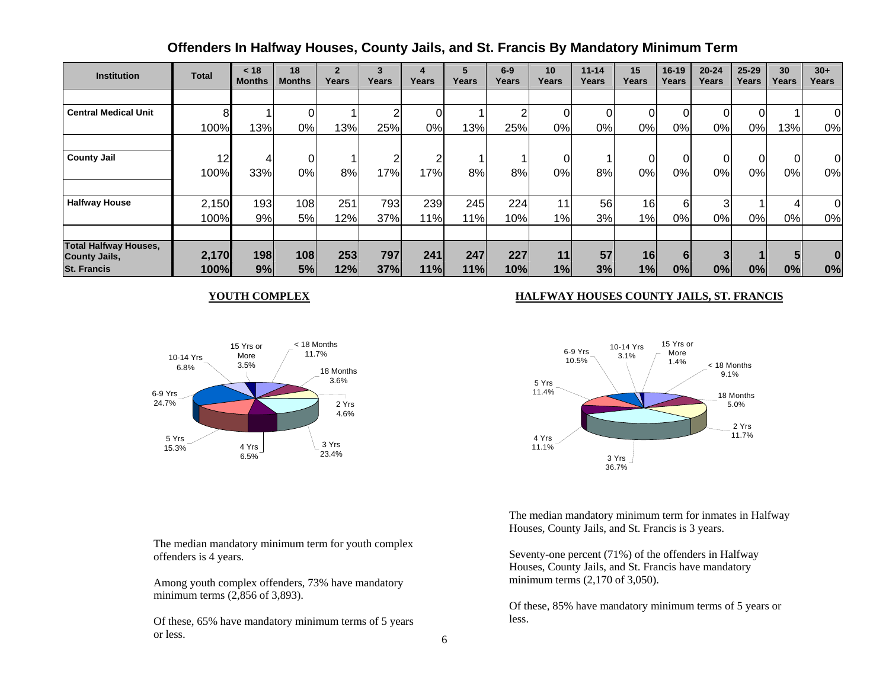# Offenders In Halfway Houses, County Jails, and St. Francis By Mandatory Minimum Term

| Institution | Total | < 18 Months | 18 Months | 2 Years | 3 Years | 4 Years | 5 Years | 6-9 Years | 10 Years | 11-14 Years | 15 Years | 16-19 Years | 20-24 Years | 25-29 Years | 30 Years | 30+ Years |
|---|---|---|---|---|---|---|---|---|---|---|---|---|---|---|---|---|
| Central Medical Unit | 8 | 1 | 0 | 1 | 2 | 0 | 1 | 2 | 0 | 0 | 0 | 0 | 0 | 0 | 1 | 0 |
| | 100% | 13% | 0% | 13% | 25% | 0% | 13% | 25% | 0% | 0% | 0% | 0% | 0% | 0% | 13% | 0% |
| County Jail | 12 | 4 | 0 | 1 | 2 | 2 | 1 | 1 | 0 | 1 | 0 | 0 | 0 | 0 | 0 | 0 |
| | 100% | 33% | 0% | 8% | 17% | 17% | 8% | 8% | 0% | 8% | 0% | 0% | 0% | 0% | 0% | 0% |
| Halfway House | 2,150 | 193 | 108 | 251 | 793 | 239 | 245 | 224 | 11 | 56 | 16 | 6 | 3 | 1 | 4 | 0 |
| | 100% | 9% | 5% | 12% | 37% | 11% | 11% | 10% | 1% | 3% | 1% | 0% | 0% | 0% | 0% | 0% |
| **Total Halfway Houses, County Jails, St. Francis** | **2,170** | **198** | **108** | **253** | **797** | **241** | **247** | **227** | **11** | **57** | **16** | **6** | **3** | **1** | **5** | **0** |
| | **100%** | **9%** | **5%** | **12%** | **37%** | **11%** | **11%** | **10%** | **1%** | **3%** | **1%** | **0%** | **0%** | **0%** | **0%** | **0%** |

**YOUTH COMPLEX**

< 18 Months 11.7%
18 Months 3.6%
2 Yrs 4.6%
3 Yrs 23.4%
4 Yrs 6.5%
5 Yrs 15.3%
6-9 Yrs 24.7%
10-14 Yrs 6.8%
15 Yrs or More 3.5%

The median mandatory minimum term for youth complex offenders is 4 years.

Among youth complex offenders, 73% have mandatory minimum terms (2,856 of 3,893).

Of these, 65% have mandatory minimum terms of 5 years or less.

**HALFWAY HOUSES COUNTY JAILS, ST. FRANCIS**

< 18 Months 9.1%
18 Months 5.0%
2 Yrs 11.7%
3 Yrs 36.7%
4 Yrs 11.1%
5 Yrs 11.4%
6-9 Yrs 10.5%
10-14 Yrs 3.1%
15 Yrs or More 1.4%

The median mandatory minimum term for inmates in Halfway Houses, County Jails, and St. Francis is 3 years.

Seventy-one percent (71%) of the offenders in Halfway Houses, County Jails, and St. Francis have mandatory minimum terms (2,170 of 3,050).

Of these, 85% have mandatory minimum terms of 5 years or less.